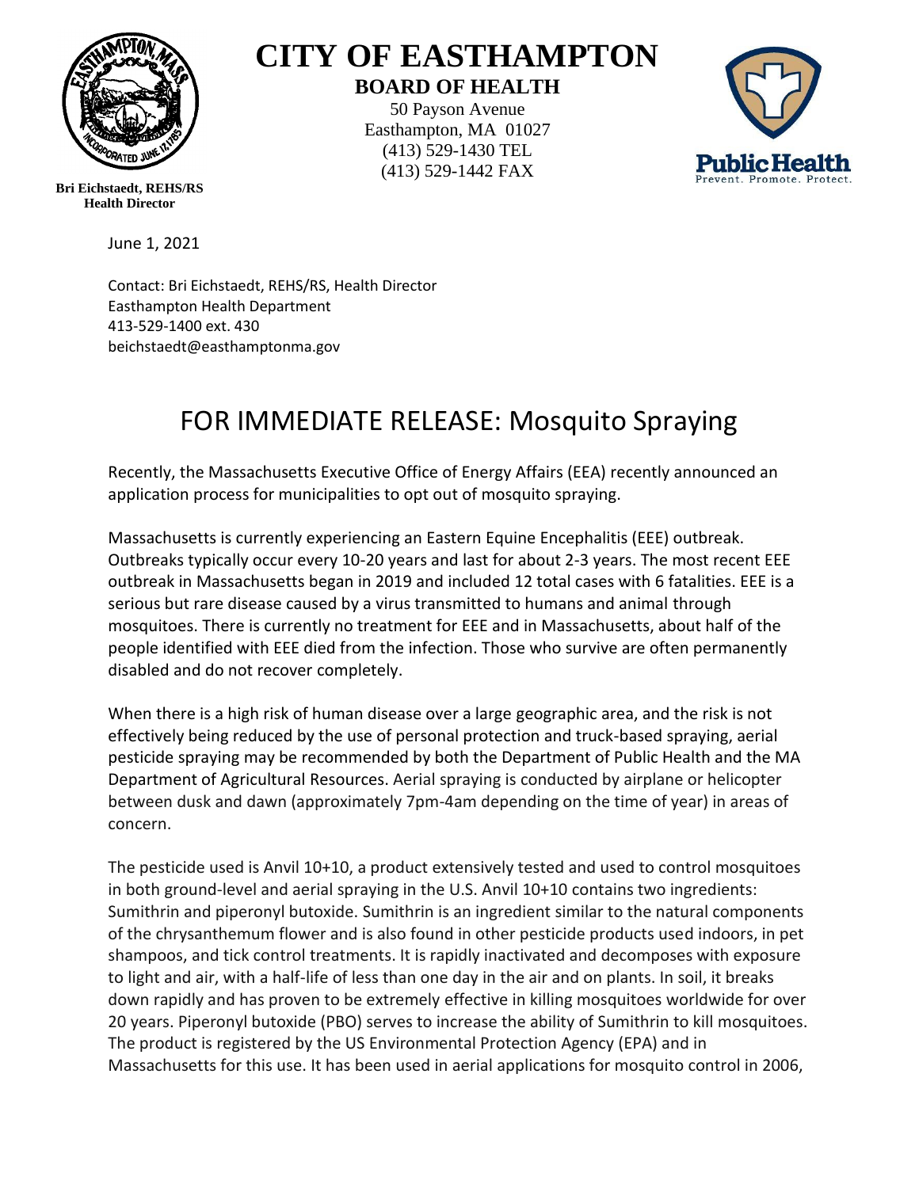# CITY OF EASTHAMPTON

## BOARD OF HEALTH

50 Payson Avenue
Easthampton, MA 01027
(413) 529-1430 TEL
(413) 529-1442 FAX

**Bri Eichstaedt, REHS/RS**
**Health Director**

June 1, 2021

Contact: Bri Eichstaedt, REHS/RS, Health Director
Easthampton Health Department
413-529-1400 ext. 430
beichstaedt@easthamptonma.gov

# FOR IMMEDIATE RELEASE: Mosquito Spraying

Recently, the Massachusetts Executive Office of Energy Affairs (EEA) recently announced an application process for municipalities to opt out of mosquito spraying.

Massachusetts is currently experiencing an Eastern Equine Encephalitis (EEE) outbreak. Outbreaks typically occur every 10-20 years and last for about 2-3 years. The most recent EEE outbreak in Massachusetts began in 2019 and included 12 total cases with 6 fatalities. EEE is a serious but rare disease caused by a virus transmitted to humans and animal through mosquitoes. There is currently no treatment for EEE and in Massachusetts, about half of the people identified with EEE died from the infection. Those who survive are often permanently disabled and do not recover completely.

When there is a high risk of human disease over a large geographic area, and the risk is not effectively being reduced by the use of personal protection and truck-based spraying, aerial pesticide spraying may be recommended by both the Department of Public Health and the MA Department of Agricultural Resources. Aerial spraying is conducted by airplane or helicopter between dusk and dawn (approximately 7pm-4am depending on the time of year) in areas of concern.

The pesticide used is Anvil 10+10, a product extensively tested and used to control mosquitoes in both ground-level and aerial spraying in the U.S. Anvil 10+10 contains two ingredients: Sumithrin and piperonyl butoxide. Sumithrin is an ingredient similar to the natural components of the chrysanthemum flower and is also found in other pesticide products used indoors, in pet shampoos, and tick control treatments. It is rapidly inactivated and decomposes with exposure to light and air, with a half-life of less than one day in the air and on plants. In soil, it breaks down rapidly and has proven to be extremely effective in killing mosquitoes worldwide for over 20 years. Piperonyl butoxide (PBO) serves to increase the ability of Sumithrin to kill mosquitoes. The product is registered by the US Environmental Protection Agency (EPA) and in Massachusetts for this use. It has been used in aerial applications for mosquito control in 2006,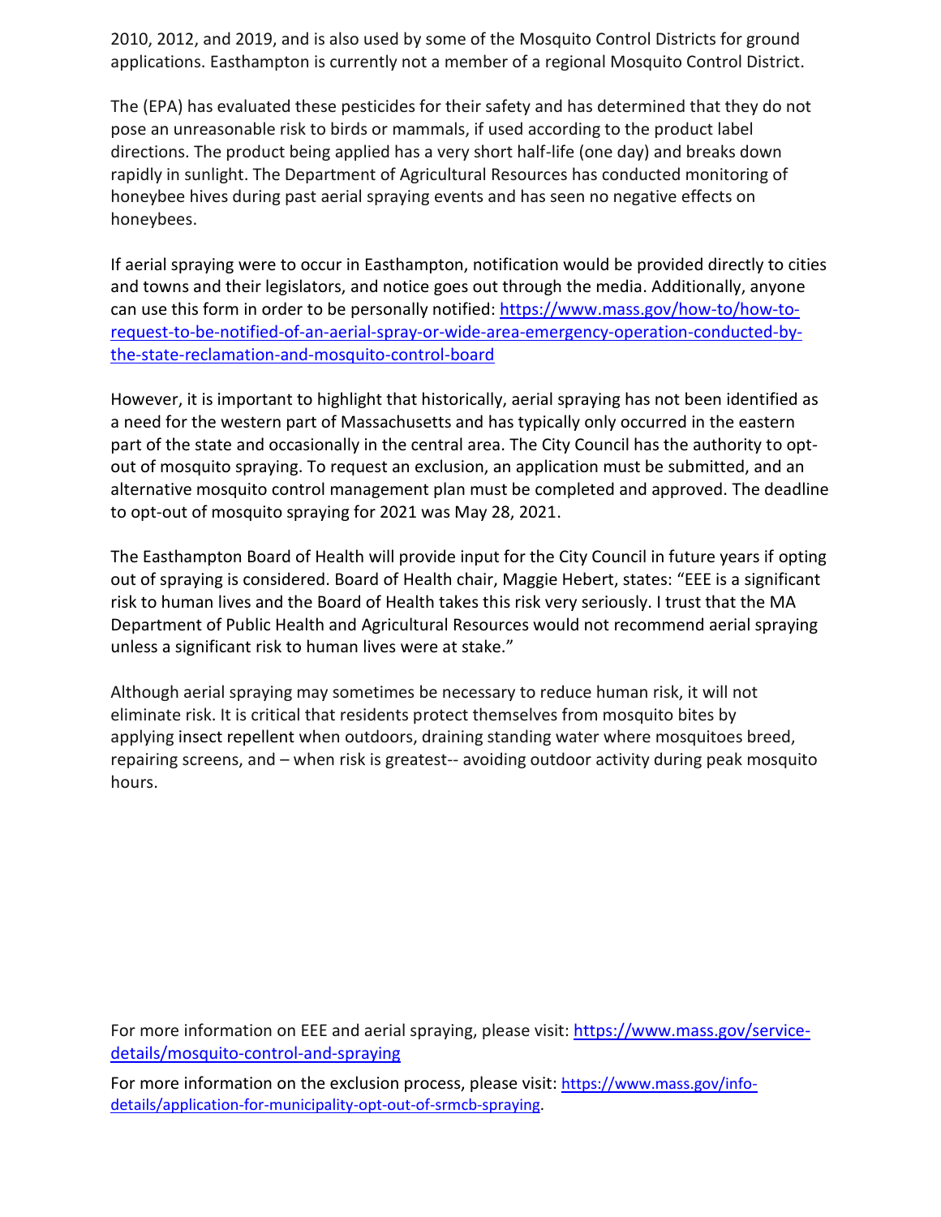2010, 2012, and 2019, and is also used by some of the Mosquito Control Districts for ground applications. Easthampton is currently not a member of a regional Mosquito Control District.

The (EPA) has evaluated these pesticides for their safety and has determined that they do not pose an unreasonable risk to birds or mammals, if used according to the product label directions. The product being applied has a very short half-life (one day) and breaks down rapidly in sunlight. The Department of Agricultural Resources has conducted monitoring of honeybee hives during past aerial spraying events and has seen no negative effects on honeybees.

If aerial spraying were to occur in Easthampton, notification would be provided directly to cities and towns and their legislators, and notice goes out through the media. Additionally, anyone can use this form in order to be personally notified: [https://www.mass.gov/how-to/how-to-request-to-be-notified-of-an-aerial-spray-or-wide-area-emergency-operation-conducted-by-the-state-reclamation-and-mosquito-control-board](https://www.mass.gov/how-to/how-to-request-to-be-notified-of-an-aerial-spray-or-wide-area-emergency-operation-conducted-by-the-state-reclamation-and-mosquito-control-board)

However, it is important to highlight that historically, aerial spraying has not been identified as a need for the western part of Massachusetts and has typically only occurred in the eastern part of the state and occasionally in the central area. The City Council has the authority to opt-out of mosquito spraying. To request an exclusion, an application must be submitted, and an alternative mosquito control management plan must be completed and approved. The deadline to opt-out of mosquito spraying for 2021 was May 28, 2021.

The Easthampton Board of Health will provide input for the City Council in future years if opting out of spraying is considered. Board of Health chair, Maggie Hebert, states: "EEE is a significant risk to human lives and the Board of Health takes this risk very seriously. I trust that the MA Department of Public Health and Agricultural Resources would not recommend aerial spraying unless a significant risk to human lives were at stake."

Although aerial spraying may sometimes be necessary to reduce human risk, it will not eliminate risk. It is critical that residents protect themselves from mosquito bites by applying insect repellent when outdoors, draining standing water where mosquitoes breed, repairing screens, and – when risk is greatest-- avoiding outdoor activity during peak mosquito hours.

For more information on EEE and aerial spraying, please visit: [https://www.mass.gov/service-details/mosquito-control-and-spraying](https://www.mass.gov/service-details/mosquito-control-and-spraying)

For more information on the exclusion process, please visit: [https://www.mass.gov/info-details/application-for-municipality-opt-out-of-srmcb-spraying](https://www.mass.gov/info-details/application-for-municipality-opt-out-of-srmcb-spraying).